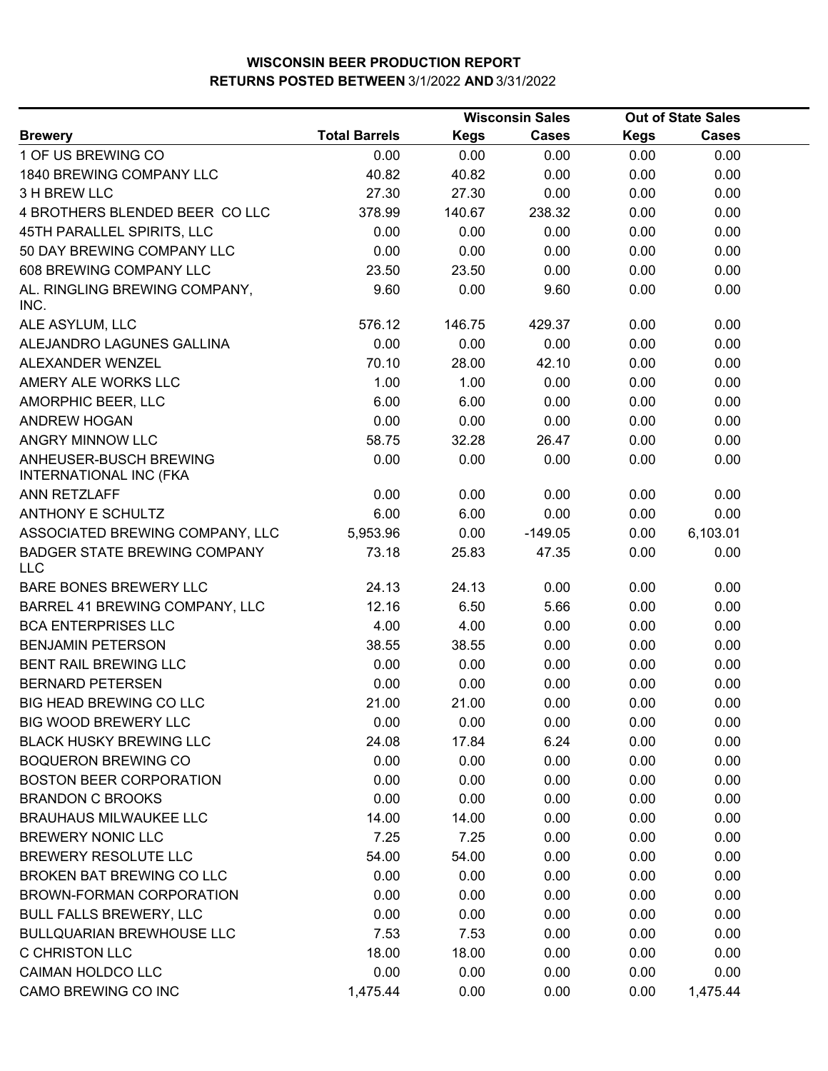**WISCONSIN BEER PRODUCTION REPORT**
**RETURNS POSTED BETWEEN** 3/1/2022 **AND** 3/31/2022

| | | Wisconsin Sales | | Out of State Sales | |
|---|---|---|---|---|---|
| **Brewery** | **Total Barrels** | **Kegs** | **Cases** | **Kegs** | **Cases** |
| 1 OF US BREWING CO | 0.00 | 0.00 | 0.00 | 0.00 | 0.00 |
| 1840 BREWING COMPANY LLC | 40.82 | 40.82 | 0.00 | 0.00 | 0.00 |
| 3 H BREW LLC | 27.30 | 27.30 | 0.00 | 0.00 | 0.00 |
| 4 BROTHERS BLENDED BEER CO LLC | 378.99 | 140.67 | 238.32 | 0.00 | 0.00 |
| 45TH PARALLEL SPIRITS, LLC | 0.00 | 0.00 | 0.00 | 0.00 | 0.00 |
| 50 DAY BREWING COMPANY LLC | 0.00 | 0.00 | 0.00 | 0.00 | 0.00 |
| 608 BREWING COMPANY LLC | 23.50 | 23.50 | 0.00 | 0.00 | 0.00 |
| AL. RINGLING BREWING COMPANY, INC. | 9.60 | 0.00 | 9.60 | 0.00 | 0.00 |
| ALE ASYLUM, LLC | 576.12 | 146.75 | 429.37 | 0.00 | 0.00 |
| ALEJANDRO LAGUNES GALLINA | 0.00 | 0.00 | 0.00 | 0.00 | 0.00 |
| ALEXANDER WENZEL | 70.10 | 28.00 | 42.10 | 0.00 | 0.00 |
| AMERY ALE WORKS LLC | 1.00 | 1.00 | 0.00 | 0.00 | 0.00 |
| AMORPHIC BEER, LLC | 6.00 | 6.00 | 0.00 | 0.00 | 0.00 |
| ANDREW HOGAN | 0.00 | 0.00 | 0.00 | 0.00 | 0.00 |
| ANGRY MINNOW LLC | 58.75 | 32.28 | 26.47 | 0.00 | 0.00 |
| ANHEUSER-BUSCH BREWING INTERNATIONAL INC (FKA | 0.00 | 0.00 | 0.00 | 0.00 | 0.00 |
| ANN RETZLAFF | 0.00 | 0.00 | 0.00 | 0.00 | 0.00 |
| ANTHONY E SCHULTZ | 6.00 | 6.00 | 0.00 | 0.00 | 0.00 |
| ASSOCIATED BREWING COMPANY, LLC | 5,953.96 | 0.00 | -149.05 | 0.00 | 6,103.01 |
| BADGER STATE BREWING COMPANY LLC | 73.18 | 25.83 | 47.35 | 0.00 | 0.00 |
| BARE BONES BREWERY LLC | 24.13 | 24.13 | 0.00 | 0.00 | 0.00 |
| BARREL 41 BREWING COMPANY, LLC | 12.16 | 6.50 | 5.66 | 0.00 | 0.00 |
| BCA ENTERPRISES LLC | 4.00 | 4.00 | 0.00 | 0.00 | 0.00 |
| BENJAMIN PETERSON | 38.55 | 38.55 | 0.00 | 0.00 | 0.00 |
| BENT RAIL BREWING LLC | 0.00 | 0.00 | 0.00 | 0.00 | 0.00 |
| BERNARD PETERSEN | 0.00 | 0.00 | 0.00 | 0.00 | 0.00 |
| BIG HEAD BREWING CO LLC | 21.00 | 21.00 | 0.00 | 0.00 | 0.00 |
| BIG WOOD BREWERY LLC | 0.00 | 0.00 | 0.00 | 0.00 | 0.00 |
| BLACK HUSKY BREWING LLC | 24.08 | 17.84 | 6.24 | 0.00 | 0.00 |
| BOQUERON BREWING CO | 0.00 | 0.00 | 0.00 | 0.00 | 0.00 |
| BOSTON BEER CORPORATION | 0.00 | 0.00 | 0.00 | 0.00 | 0.00 |
| BRANDON C BROOKS | 0.00 | 0.00 | 0.00 | 0.00 | 0.00 |
| BRAUHAUS MILWAUKEE LLC | 14.00 | 14.00 | 0.00 | 0.00 | 0.00 |
| BREWERY NONIC LLC | 7.25 | 7.25 | 0.00 | 0.00 | 0.00 |
| BREWERY RESOLUTE LLC | 54.00 | 54.00 | 0.00 | 0.00 | 0.00 |
| BROKEN BAT BREWING CO LLC | 0.00 | 0.00 | 0.00 | 0.00 | 0.00 |
| BROWN-FORMAN CORPORATION | 0.00 | 0.00 | 0.00 | 0.00 | 0.00 |
| BULL FALLS BREWERY, LLC | 0.00 | 0.00 | 0.00 | 0.00 | 0.00 |
| BULLQUARIAN BREWHOUSE LLC | 7.53 | 7.53 | 0.00 | 0.00 | 0.00 |
| C CHRISTON LLC | 18.00 | 18.00 | 0.00 | 0.00 | 0.00 |
| CAIMAN HOLDCO LLC | 0.00 | 0.00 | 0.00 | 0.00 | 0.00 |
| CAMO BREWING CO INC | 1,475.44 | 0.00 | 0.00 | 0.00 | 1,475.44 |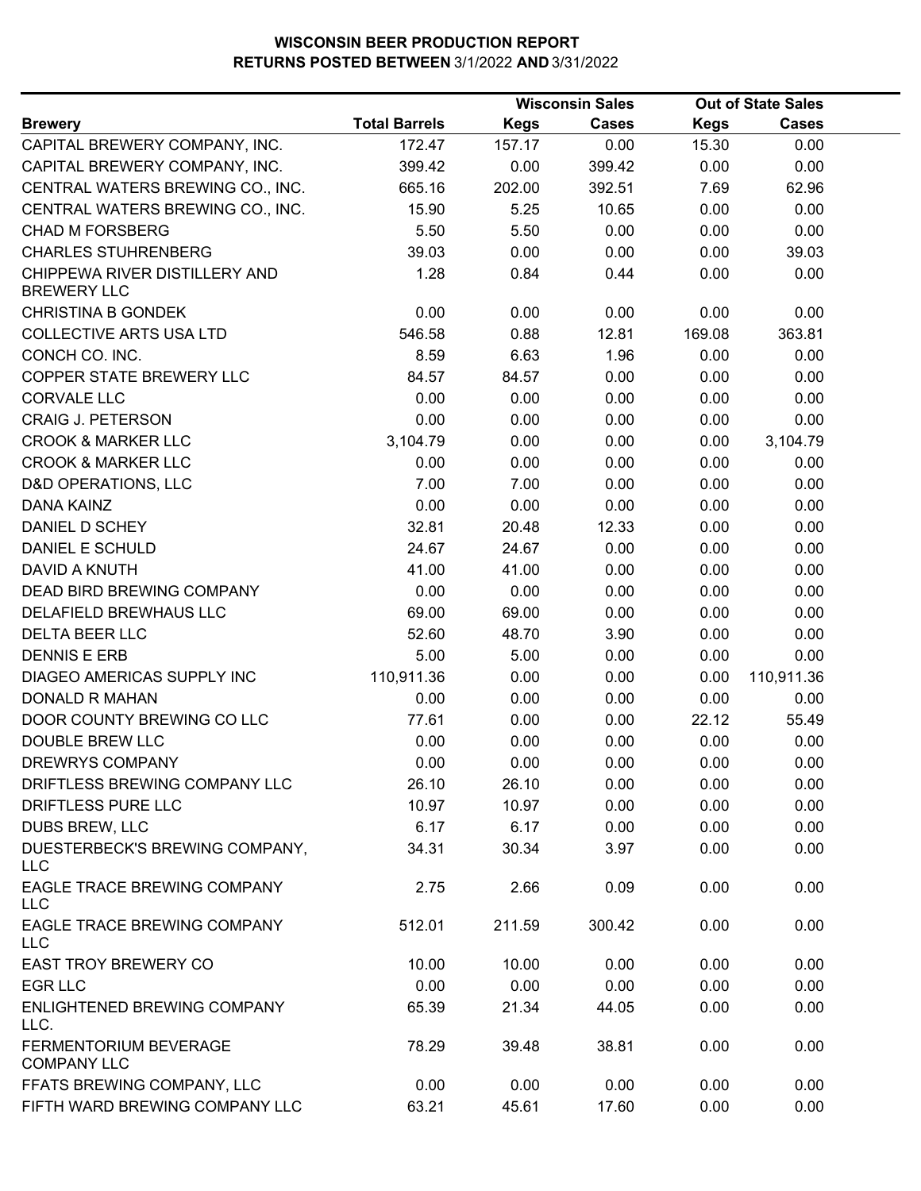# WISCONSIN BEER PRODUCTION REPORT
## RETURNS POSTED BETWEEN 3/1/2022 AND 3/31/2022

| Brewery | Total Barrels | Wisconsin Sales Kegs | Wisconsin Sales Cases | Out of State Sales Kegs | Out of State Sales Cases |
|---|---|---|---|---|---|
| CAPITAL BREWERY COMPANY, INC. | 172.47 | 157.17 | 0.00 | 15.30 | 0.00 |
| CAPITAL BREWERY COMPANY, INC. | 399.42 | 0.00 | 399.42 | 0.00 | 0.00 |
| CENTRAL WATERS BREWING CO., INC. | 665.16 | 202.00 | 392.51 | 7.69 | 62.96 |
| CENTRAL WATERS BREWING CO., INC. | 15.90 | 5.25 | 10.65 | 0.00 | 0.00 |
| CHAD M FORSBERG | 5.50 | 5.50 | 0.00 | 0.00 | 0.00 |
| CHARLES STUHRENBERG | 39.03 | 0.00 | 0.00 | 0.00 | 39.03 |
| CHIPPEWA RIVER DISTILLERY AND BREWERY LLC | 1.28 | 0.84 | 0.44 | 0.00 | 0.00 |
| CHRISTINA B GONDEK | 0.00 | 0.00 | 0.00 | 0.00 | 0.00 |
| COLLECTIVE ARTS USA LTD | 546.58 | 0.88 | 12.81 | 169.08 | 363.81 |
| CONCH CO. INC. | 8.59 | 6.63 | 1.96 | 0.00 | 0.00 |
| COPPER STATE BREWERY LLC | 84.57 | 84.57 | 0.00 | 0.00 | 0.00 |
| CORVALE LLC | 0.00 | 0.00 | 0.00 | 0.00 | 0.00 |
| CRAIG J. PETERSON | 0.00 | 0.00 | 0.00 | 0.00 | 0.00 |
| CROOK & MARKER LLC | 3,104.79 | 0.00 | 0.00 | 0.00 | 3,104.79 |
| CROOK & MARKER LLC | 0.00 | 0.00 | 0.00 | 0.00 | 0.00 |
| D&D OPERATIONS, LLC | 7.00 | 7.00 | 0.00 | 0.00 | 0.00 |
| DANA KAINZ | 0.00 | 0.00 | 0.00 | 0.00 | 0.00 |
| DANIEL D SCHEY | 32.81 | 20.48 | 12.33 | 0.00 | 0.00 |
| DANIEL E SCHULD | 24.67 | 24.67 | 0.00 | 0.00 | 0.00 |
| DAVID A KNUTH | 41.00 | 41.00 | 0.00 | 0.00 | 0.00 |
| DEAD BIRD BREWING COMPANY | 0.00 | 0.00 | 0.00 | 0.00 | 0.00 |
| DELAFIELD BREWHAUS LLC | 69.00 | 69.00 | 0.00 | 0.00 | 0.00 |
| DELTA BEER LLC | 52.60 | 48.70 | 3.90 | 0.00 | 0.00 |
| DENNIS E ERB | 5.00 | 5.00 | 0.00 | 0.00 | 0.00 |
| DIAGEO AMERICAS SUPPLY INC | 110,911.36 | 0.00 | 0.00 | 0.00 | 110,911.36 |
| DONALD R MAHAN | 0.00 | 0.00 | 0.00 | 0.00 | 0.00 |
| DOOR COUNTY BREWING CO LLC | 77.61 | 0.00 | 0.00 | 22.12 | 55.49 |
| DOUBLE BREW LLC | 0.00 | 0.00 | 0.00 | 0.00 | 0.00 |
| DREWRYS COMPANY | 0.00 | 0.00 | 0.00 | 0.00 | 0.00 |
| DRIFTLESS BREWING COMPANY LLC | 26.10 | 26.10 | 0.00 | 0.00 | 0.00 |
| DRIFTLESS PURE LLC | 10.97 | 10.97 | 0.00 | 0.00 | 0.00 |
| DUBS BREW, LLC | 6.17 | 6.17 | 0.00 | 0.00 | 0.00 |
| DUESTERBECK'S BREWING COMPANY, LLC | 34.31 | 30.34 | 3.97 | 0.00 | 0.00 |
| EAGLE TRACE BREWING COMPANY LLC | 2.75 | 2.66 | 0.09 | 0.00 | 0.00 |
| EAGLE TRACE BREWING COMPANY LLC | 512.01 | 211.59 | 300.42 | 0.00 | 0.00 |
| EAST TROY BREWERY CO | 10.00 | 10.00 | 0.00 | 0.00 | 0.00 |
| EGR LLC | 0.00 | 0.00 | 0.00 | 0.00 | 0.00 |
| ENLIGHTENED BREWING COMPANY LLC. | 65.39 | 21.34 | 44.05 | 0.00 | 0.00 |
| FERMENTORIUM BEVERAGE COMPANY LLC | 78.29 | 39.48 | 38.81 | 0.00 | 0.00 |
| FFATS BREWING COMPANY, LLC | 0.00 | 0.00 | 0.00 | 0.00 | 0.00 |
| FIFTH WARD BREWING COMPANY LLC | 63.21 | 45.61 | 17.60 | 0.00 | 0.00 |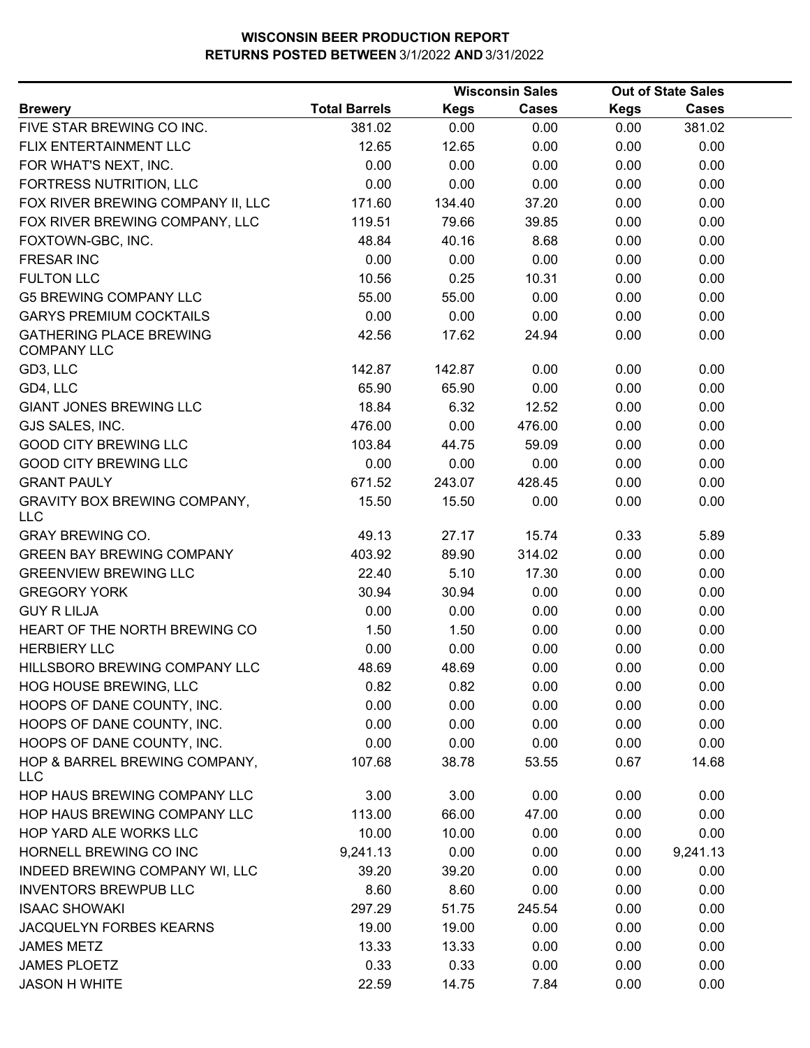**WISCONSIN BEER PRODUCTION REPORT**
**RETURNS POSTED BETWEEN 3/1/2022 AND 3/31/2022**

| Brewery | Total Barrels | Wisconsin Sales | | Out of State Sales | |
|---|---|---|---|---|---|
| | | Kegs | Cases | Kegs | Cases |
| FIVE STAR BREWING CO INC. | 381.02 | 0.00 | 0.00 | 0.00 | 381.02 |
| FLIX ENTERTAINMENT LLC | 12.65 | 12.65 | 0.00 | 0.00 | 0.00 |
| FOR WHAT'S NEXT, INC. | 0.00 | 0.00 | 0.00 | 0.00 | 0.00 |
| FORTRESS NUTRITION, LLC | 0.00 | 0.00 | 0.00 | 0.00 | 0.00 |
| FOX RIVER BREWING COMPANY II, LLC | 171.60 | 134.40 | 37.20 | 0.00 | 0.00 |
| FOX RIVER BREWING COMPANY, LLC | 119.51 | 79.66 | 39.85 | 0.00 | 0.00 |
| FOXTOWN-GBC, INC. | 48.84 | 40.16 | 8.68 | 0.00 | 0.00 |
| FRESAR INC | 0.00 | 0.00 | 0.00 | 0.00 | 0.00 |
| FULTON LLC | 10.56 | 0.25 | 10.31 | 0.00 | 0.00 |
| G5 BREWING COMPANY LLC | 55.00 | 55.00 | 0.00 | 0.00 | 0.00 |
| GARYS PREMIUM COCKTAILS | 0.00 | 0.00 | 0.00 | 0.00 | 0.00 |
| GATHERING PLACE BREWING COMPANY LLC | 42.56 | 17.62 | 24.94 | 0.00 | 0.00 |
| GD3, LLC | 142.87 | 142.87 | 0.00 | 0.00 | 0.00 |
| GD4, LLC | 65.90 | 65.90 | 0.00 | 0.00 | 0.00 |
| GIANT JONES BREWING LLC | 18.84 | 6.32 | 12.52 | 0.00 | 0.00 |
| GJS SALES, INC. | 476.00 | 0.00 | 476.00 | 0.00 | 0.00 |
| GOOD CITY BREWING LLC | 103.84 | 44.75 | 59.09 | 0.00 | 0.00 |
| GOOD CITY BREWING LLC | 0.00 | 0.00 | 0.00 | 0.00 | 0.00 |
| GRANT PAULY | 671.52 | 243.07 | 428.45 | 0.00 | 0.00 |
| GRAVITY BOX BREWING COMPANY, LLC | 15.50 | 15.50 | 0.00 | 0.00 | 0.00 |
| GRAY BREWING CO. | 49.13 | 27.17 | 15.74 | 0.33 | 5.89 |
| GREEN BAY BREWING COMPANY | 403.92 | 89.90 | 314.02 | 0.00 | 0.00 |
| GREENVIEW BREWING LLC | 22.40 | 5.10 | 17.30 | 0.00 | 0.00 |
| GREGORY YORK | 30.94 | 30.94 | 0.00 | 0.00 | 0.00 |
| GUY R LILJA | 0.00 | 0.00 | 0.00 | 0.00 | 0.00 |
| HEART OF THE NORTH BREWING CO | 1.50 | 1.50 | 0.00 | 0.00 | 0.00 |
| HERBIERY LLC | 0.00 | 0.00 | 0.00 | 0.00 | 0.00 |
| HILLSBORO BREWING COMPANY LLC | 48.69 | 48.69 | 0.00 | 0.00 | 0.00 |
| HOG HOUSE BREWING, LLC | 0.82 | 0.82 | 0.00 | 0.00 | 0.00 |
| HOOPS OF DANE COUNTY, INC. | 0.00 | 0.00 | 0.00 | 0.00 | 0.00 |
| HOOPS OF DANE COUNTY, INC. | 0.00 | 0.00 | 0.00 | 0.00 | 0.00 |
| HOOPS OF DANE COUNTY, INC. | 0.00 | 0.00 | 0.00 | 0.00 | 0.00 |
| HOP & BARREL BREWING COMPANY, LLC | 107.68 | 38.78 | 53.55 | 0.67 | 14.68 |
| HOP HAUS BREWING COMPANY LLC | 3.00 | 3.00 | 0.00 | 0.00 | 0.00 |
| HOP HAUS BREWING COMPANY LLC | 113.00 | 66.00 | 47.00 | 0.00 | 0.00 |
| HOP YARD ALE WORKS LLC | 10.00 | 10.00 | 0.00 | 0.00 | 0.00 |
| HORNELL BREWING CO INC | 9,241.13 | 0.00 | 0.00 | 0.00 | 9,241.13 |
| INDEED BREWING COMPANY WI, LLC | 39.20 | 39.20 | 0.00 | 0.00 | 0.00 |
| INVENTORS BREWPUB LLC | 8.60 | 8.60 | 0.00 | 0.00 | 0.00 |
| ISAAC SHOWAKI | 297.29 | 51.75 | 245.54 | 0.00 | 0.00 |
| JACQUELYN FORBES KEARNS | 19.00 | 19.00 | 0.00 | 0.00 | 0.00 |
| JAMES METZ | 13.33 | 13.33 | 0.00 | 0.00 | 0.00 |
| JAMES PLOETZ | 0.33 | 0.33 | 0.00 | 0.00 | 0.00 |
| JASON H WHITE | 22.59 | 14.75 | 7.84 | 0.00 | 0.00 |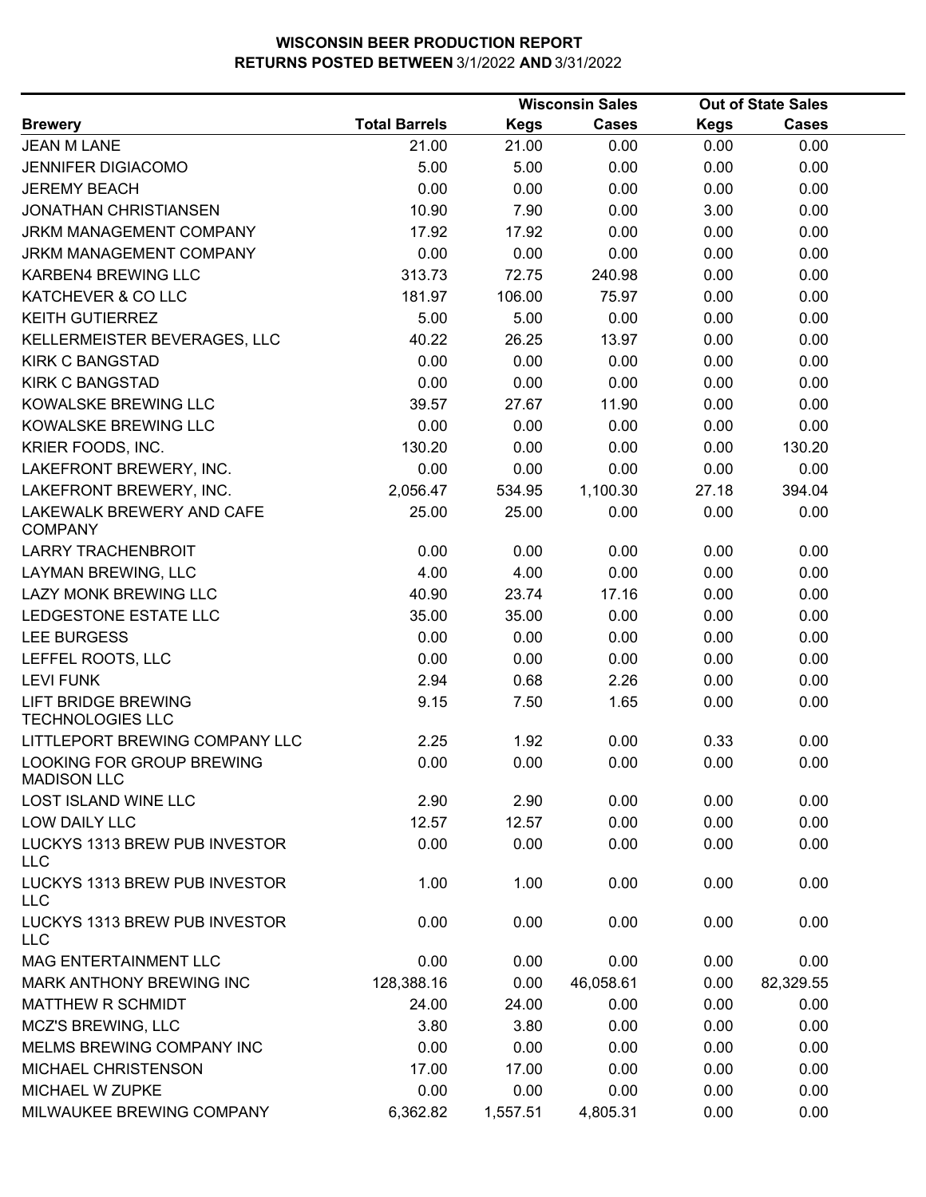**WISCONSIN BEER PRODUCTION REPORT**
**RETURNS POSTED BETWEEN 3/1/2022 AND 3/31/2022**

| Brewery | Total Barrels | Wisconsin Sales Kegs | Wisconsin Sales Cases | Out of State Sales Kegs | Out of State Sales Cases |
|---|---|---|---|---|---|
| JEAN M LANE | 21.00 | 21.00 | 0.00 | 0.00 | 0.00 |
| JENNIFER DIGIACOMO | 5.00 | 5.00 | 0.00 | 0.00 | 0.00 |
| JEREMY BEACH | 0.00 | 0.00 | 0.00 | 0.00 | 0.00 |
| JONATHAN CHRISTIANSEN | 10.90 | 7.90 | 0.00 | 3.00 | 0.00 |
| JRKM MANAGEMENT COMPANY | 17.92 | 17.92 | 0.00 | 0.00 | 0.00 |
| JRKM MANAGEMENT COMPANY | 0.00 | 0.00 | 0.00 | 0.00 | 0.00 |
| KARBEN4 BREWING LLC | 313.73 | 72.75 | 240.98 | 0.00 | 0.00 |
| KATCHEVER & CO LLC | 181.97 | 106.00 | 75.97 | 0.00 | 0.00 |
| KEITH GUTIERREZ | 5.00 | 5.00 | 0.00 | 0.00 | 0.00 |
| KELLERMEISTER BEVERAGES, LLC | 40.22 | 26.25 | 13.97 | 0.00 | 0.00 |
| KIRK C BANGSTAD | 0.00 | 0.00 | 0.00 | 0.00 | 0.00 |
| KIRK C BANGSTAD | 0.00 | 0.00 | 0.00 | 0.00 | 0.00 |
| KOWALSKE BREWING LLC | 39.57 | 27.67 | 11.90 | 0.00 | 0.00 |
| KOWALSKE BREWING LLC | 0.00 | 0.00 | 0.00 | 0.00 | 0.00 |
| KRIER FOODS, INC. | 130.20 | 0.00 | 0.00 | 0.00 | 130.20 |
| LAKEFRONT BREWERY, INC. | 0.00 | 0.00 | 0.00 | 0.00 | 0.00 |
| LAKEFRONT BREWERY, INC. | 2,056.47 | 534.95 | 1,100.30 | 27.18 | 394.04 |
| LAKEWALK BREWERY AND CAFE COMPANY | 25.00 | 25.00 | 0.00 | 0.00 | 0.00 |
| LARRY TRACHENBROIT | 0.00 | 0.00 | 0.00 | 0.00 | 0.00 |
| LAYMAN BREWING, LLC | 4.00 | 4.00 | 0.00 | 0.00 | 0.00 |
| LAZY MONK BREWING LLC | 40.90 | 23.74 | 17.16 | 0.00 | 0.00 |
| LEDGESTONE ESTATE LLC | 35.00 | 35.00 | 0.00 | 0.00 | 0.00 |
| LEE BURGESS | 0.00 | 0.00 | 0.00 | 0.00 | 0.00 |
| LEFFEL ROOTS, LLC | 0.00 | 0.00 | 0.00 | 0.00 | 0.00 |
| LEVI FUNK | 2.94 | 0.68 | 2.26 | 0.00 | 0.00 |
| LIFT BRIDGE BREWING TECHNOLOGIES LLC | 9.15 | 7.50 | 1.65 | 0.00 | 0.00 |
| LITTLEPORT BREWING COMPANY LLC | 2.25 | 1.92 | 0.00 | 0.33 | 0.00 |
| LOOKING FOR GROUP BREWING MADISON LLC | 0.00 | 0.00 | 0.00 | 0.00 | 0.00 |
| LOST ISLAND WINE LLC | 2.90 | 2.90 | 0.00 | 0.00 | 0.00 |
| LOW DAILY LLC | 12.57 | 12.57 | 0.00 | 0.00 | 0.00 |
| LUCKYS 1313 BREW PUB INVESTOR LLC | 0.00 | 0.00 | 0.00 | 0.00 | 0.00 |
| LUCKYS 1313 BREW PUB INVESTOR LLC | 1.00 | 1.00 | 0.00 | 0.00 | 0.00 |
| LUCKYS 1313 BREW PUB INVESTOR LLC | 0.00 | 0.00 | 0.00 | 0.00 | 0.00 |
| MAG ENTERTAINMENT LLC | 0.00 | 0.00 | 0.00 | 0.00 | 0.00 |
| MARK ANTHONY BREWING INC | 128,388.16 | 0.00 | 46,058.61 | 0.00 | 82,329.55 |
| MATTHEW R SCHMIDT | 24.00 | 24.00 | 0.00 | 0.00 | 0.00 |
| MCZ'S BREWING, LLC | 3.80 | 3.80 | 0.00 | 0.00 | 0.00 |
| MELMS BREWING COMPANY INC | 0.00 | 0.00 | 0.00 | 0.00 | 0.00 |
| MICHAEL CHRISTENSON | 17.00 | 17.00 | 0.00 | 0.00 | 0.00 |
| MICHAEL W ZUPKE | 0.00 | 0.00 | 0.00 | 0.00 | 0.00 |
| MILWAUKEE BREWING COMPANY | 6,362.82 | 1,557.51 | 4,805.31 | 0.00 | 0.00 |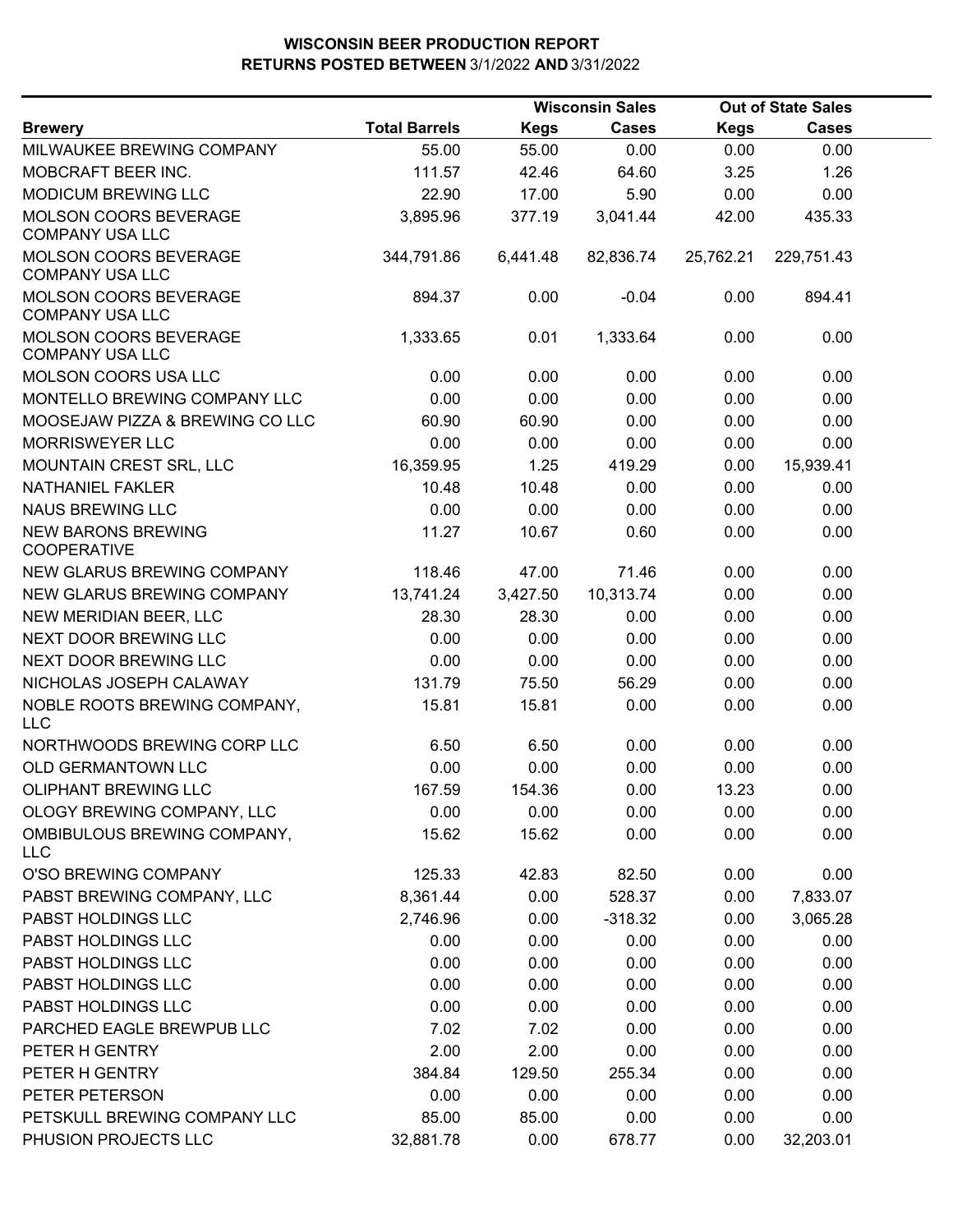# WISCONSIN BEER PRODUCTION REPORT
## RETURNS POSTED BETWEEN 3/1/2022 AND 3/31/2022

| Brewery | Total Barrels | Wisconsin Sales Kegs | Wisconsin Sales Cases | Out of State Sales Kegs | Out of State Sales Cases |
|---|---|---|---|---|---|
| MILWAUKEE BREWING COMPANY | 55.00 | 55.00 | 0.00 | 0.00 | 0.00 |
| MOBCRAFT BEER INC. | 111.57 | 42.46 | 64.60 | 3.25 | 1.26 |
| MODICUM BREWING LLC | 22.90 | 17.00 | 5.90 | 0.00 | 0.00 |
| MOLSON COORS BEVERAGE COMPANY USA LLC | 3,895.96 | 377.19 | 3,041.44 | 42.00 | 435.33 |
| MOLSON COORS BEVERAGE COMPANY USA LLC | 344,791.86 | 6,441.48 | 82,836.74 | 25,762.21 | 229,751.43 |
| MOLSON COORS BEVERAGE COMPANY USA LLC | 894.37 | 0.00 | -0.04 | 0.00 | 894.41 |
| MOLSON COORS BEVERAGE COMPANY USA LLC | 1,333.65 | 0.01 | 1,333.64 | 0.00 | 0.00 |
| MOLSON COORS USA LLC | 0.00 | 0.00 | 0.00 | 0.00 | 0.00 |
| MONTELLO BREWING COMPANY LLC | 0.00 | 0.00 | 0.00 | 0.00 | 0.00 |
| MOOSEJAW PIZZA & BREWING CO LLC | 60.90 | 60.90 | 0.00 | 0.00 | 0.00 |
| MORRISWEYER LLC | 0.00 | 0.00 | 0.00 | 0.00 | 0.00 |
| MOUNTAIN CREST SRL, LLC | 16,359.95 | 1.25 | 419.29 | 0.00 | 15,939.41 |
| NATHANIEL FAKLER | 10.48 | 10.48 | 0.00 | 0.00 | 0.00 |
| NAUS BREWING LLC | 0.00 | 0.00 | 0.00 | 0.00 | 0.00 |
| NEW BARONS BREWING COOPERATIVE | 11.27 | 10.67 | 0.60 | 0.00 | 0.00 |
| NEW GLARUS BREWING COMPANY | 118.46 | 47.00 | 71.46 | 0.00 | 0.00 |
| NEW GLARUS BREWING COMPANY | 13,741.24 | 3,427.50 | 10,313.74 | 0.00 | 0.00 |
| NEW MERIDIAN BEER, LLC | 28.30 | 28.30 | 0.00 | 0.00 | 0.00 |
| NEXT DOOR BREWING LLC | 0.00 | 0.00 | 0.00 | 0.00 | 0.00 |
| NEXT DOOR BREWING LLC | 0.00 | 0.00 | 0.00 | 0.00 | 0.00 |
| NICHOLAS JOSEPH CALAWAY | 131.79 | 75.50 | 56.29 | 0.00 | 0.00 |
| NOBLE ROOTS BREWING COMPANY, LLC | 15.81 | 15.81 | 0.00 | 0.00 | 0.00 |
| NORTHWOODS BREWING CORP LLC | 6.50 | 6.50 | 0.00 | 0.00 | 0.00 |
| OLD GERMANTOWN LLC | 0.00 | 0.00 | 0.00 | 0.00 | 0.00 |
| OLIPHANT BREWING LLC | 167.59 | 154.36 | 0.00 | 13.23 | 0.00 |
| OLOGY BREWING COMPANY, LLC | 0.00 | 0.00 | 0.00 | 0.00 | 0.00 |
| OMBIBULOUS BREWING COMPANY, LLC | 15.62 | 15.62 | 0.00 | 0.00 | 0.00 |
| O'SO BREWING COMPANY | 125.33 | 42.83 | 82.50 | 0.00 | 0.00 |
| PABST BREWING COMPANY, LLC | 8,361.44 | 0.00 | 528.37 | 0.00 | 7,833.07 |
| PABST HOLDINGS LLC | 2,746.96 | 0.00 | -318.32 | 0.00 | 3,065.28 |
| PABST HOLDINGS LLC | 0.00 | 0.00 | 0.00 | 0.00 | 0.00 |
| PABST HOLDINGS LLC | 0.00 | 0.00 | 0.00 | 0.00 | 0.00 |
| PABST HOLDINGS LLC | 0.00 | 0.00 | 0.00 | 0.00 | 0.00 |
| PABST HOLDINGS LLC | 0.00 | 0.00 | 0.00 | 0.00 | 0.00 |
| PARCHED EAGLE BREWPUB LLC | 7.02 | 7.02 | 0.00 | 0.00 | 0.00 |
| PETER H GENTRY | 2.00 | 2.00 | 0.00 | 0.00 | 0.00 |
| PETER H GENTRY | 384.84 | 129.50 | 255.34 | 0.00 | 0.00 |
| PETER PETERSON | 0.00 | 0.00 | 0.00 | 0.00 | 0.00 |
| PETSKULL BREWING COMPANY LLC | 85.00 | 85.00 | 0.00 | 0.00 | 0.00 |
| PHUSION PROJECTS LLC | 32,881.78 | 0.00 | 678.77 | 0.00 | 32,203.01 |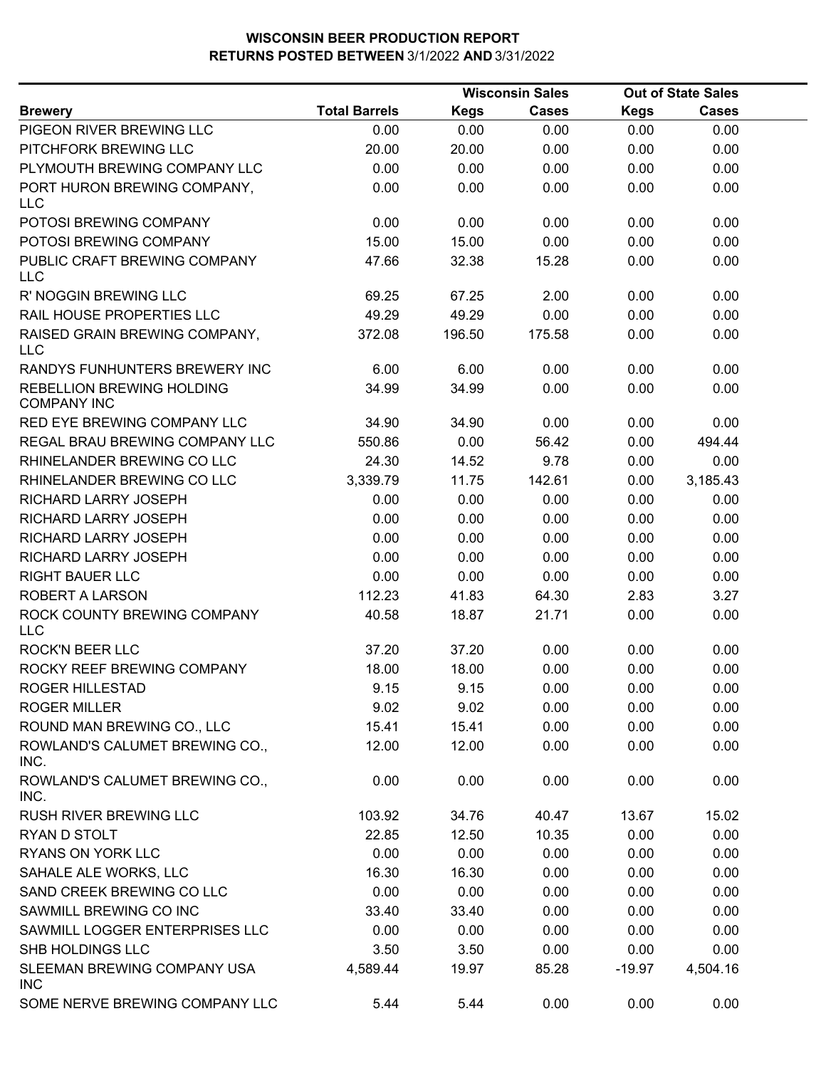# WISCONSIN BEER PRODUCTION REPORT
## RETURNS POSTED BETWEEN 3/1/2022 AND 3/31/2022

| | | Wisconsin Sales | | Out of State Sales | |
|---|---|---|---|---|---|
| **Brewery** | **Total Barrels** | **Kegs** | **Cases** | **Kegs** | **Cases** |
| PIGEON RIVER BREWING LLC | 0.00 | 0.00 | 0.00 | 0.00 | 0.00 |
| PITCHFORK BREWING LLC | 20.00 | 20.00 | 0.00 | 0.00 | 0.00 |
| PLYMOUTH BREWING COMPANY LLC | 0.00 | 0.00 | 0.00 | 0.00 | 0.00 |
| PORT HURON BREWING COMPANY, LLC | 0.00 | 0.00 | 0.00 | 0.00 | 0.00 |
| POTOSI BREWING COMPANY | 0.00 | 0.00 | 0.00 | 0.00 | 0.00 |
| POTOSI BREWING COMPANY | 15.00 | 15.00 | 0.00 | 0.00 | 0.00 |
| PUBLIC CRAFT BREWING COMPANY LLC | 47.66 | 32.38 | 15.28 | 0.00 | 0.00 |
| R' NOGGIN BREWING LLC | 69.25 | 67.25 | 2.00 | 0.00 | 0.00 |
| RAIL HOUSE PROPERTIES LLC | 49.29 | 49.29 | 0.00 | 0.00 | 0.00 |
| RAISED GRAIN BREWING COMPANY, LLC | 372.08 | 196.50 | 175.58 | 0.00 | 0.00 |
| RANDYS FUNHUNTERS BREWERY INC | 6.00 | 6.00 | 0.00 | 0.00 | 0.00 |
| REBELLION BREWING HOLDING COMPANY INC | 34.99 | 34.99 | 0.00 | 0.00 | 0.00 |
| RED EYE BREWING COMPANY LLC | 34.90 | 34.90 | 0.00 | 0.00 | 0.00 |
| REGAL BRAU BREWING COMPANY LLC | 550.86 | 0.00 | 56.42 | 0.00 | 494.44 |
| RHINELANDER BREWING CO LLC | 24.30 | 14.52 | 9.78 | 0.00 | 0.00 |
| RHINELANDER BREWING CO LLC | 3,339.79 | 11.75 | 142.61 | 0.00 | 3,185.43 |
| RICHARD LARRY JOSEPH | 0.00 | 0.00 | 0.00 | 0.00 | 0.00 |
| RICHARD LARRY JOSEPH | 0.00 | 0.00 | 0.00 | 0.00 | 0.00 |
| RICHARD LARRY JOSEPH | 0.00 | 0.00 | 0.00 | 0.00 | 0.00 |
| RICHARD LARRY JOSEPH | 0.00 | 0.00 | 0.00 | 0.00 | 0.00 |
| RIGHT BAUER LLC | 0.00 | 0.00 | 0.00 | 0.00 | 0.00 |
| ROBERT A LARSON | 112.23 | 41.83 | 64.30 | 2.83 | 3.27 |
| ROCK COUNTY BREWING COMPANY LLC | 40.58 | 18.87 | 21.71 | 0.00 | 0.00 |
| ROCK'N BEER LLC | 37.20 | 37.20 | 0.00 | 0.00 | 0.00 |
| ROCKY REEF BREWING COMPANY | 18.00 | 18.00 | 0.00 | 0.00 | 0.00 |
| ROGER HILLESTAD | 9.15 | 9.15 | 0.00 | 0.00 | 0.00 |
| ROGER MILLER | 9.02 | 9.02 | 0.00 | 0.00 | 0.00 |
| ROUND MAN BREWING CO., LLC | 15.41 | 15.41 | 0.00 | 0.00 | 0.00 |
| ROWLAND'S CALUMET BREWING CO., INC. | 12.00 | 12.00 | 0.00 | 0.00 | 0.00 |
| ROWLAND'S CALUMET BREWING CO., INC. | 0.00 | 0.00 | 0.00 | 0.00 | 0.00 |
| RUSH RIVER BREWING LLC | 103.92 | 34.76 | 40.47 | 13.67 | 15.02 |
| RYAN D STOLT | 22.85 | 12.50 | 10.35 | 0.00 | 0.00 |
| RYANS ON YORK LLC | 0.00 | 0.00 | 0.00 | 0.00 | 0.00 |
| SAHALE ALE WORKS, LLC | 16.30 | 16.30 | 0.00 | 0.00 | 0.00 |
| SAND CREEK BREWING CO LLC | 0.00 | 0.00 | 0.00 | 0.00 | 0.00 |
| SAWMILL BREWING CO INC | 33.40 | 33.40 | 0.00 | 0.00 | 0.00 |
| SAWMILL LOGGER ENTERPRISES LLC | 0.00 | 0.00 | 0.00 | 0.00 | 0.00 |
| SHB HOLDINGS LLC | 3.50 | 3.50 | 0.00 | 0.00 | 0.00 |
| SLEEMAN BREWING COMPANY USA INC | 4,589.44 | 19.97 | 85.28 | -19.97 | 4,504.16 |
| SOME NERVE BREWING COMPANY LLC | 5.44 | 5.44 | 0.00 | 0.00 | 0.00 |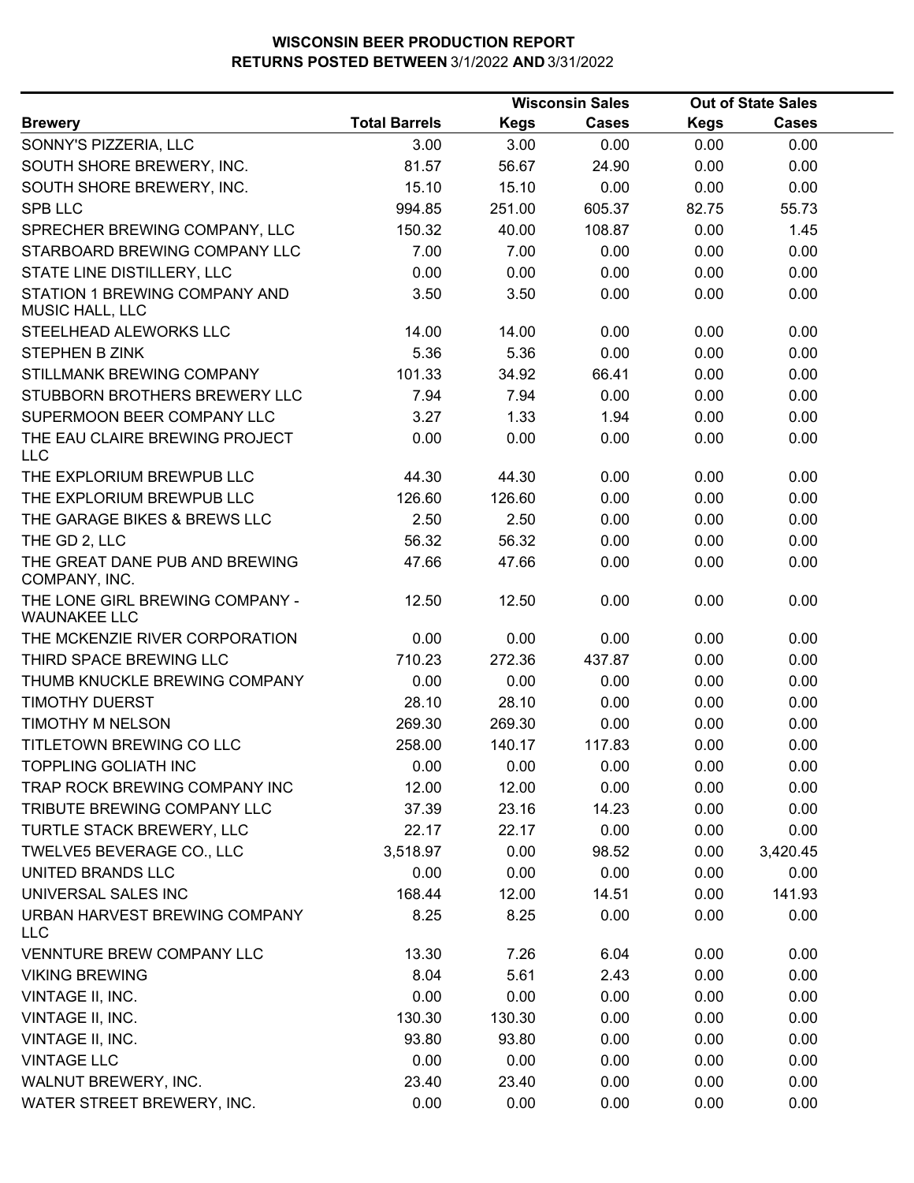# WISCONSIN BEER PRODUCTION REPORT
## RETURNS POSTED BETWEEN 3/1/2022 AND 3/31/2022

| | | Wisconsin Sales | | Out of State Sales | |
|---|---|---|---|---|---|
| Brewery | Total Barrels | Kegs | Cases | Kegs | Cases |
| SONNY'S PIZZERIA, LLC | 3.00 | 3.00 | 0.00 | 0.00 | 0.00 |
| SOUTH SHORE BREWERY, INC. | 81.57 | 56.67 | 24.90 | 0.00 | 0.00 |
| SOUTH SHORE BREWERY, INC. | 15.10 | 15.10 | 0.00 | 0.00 | 0.00 |
| SPB LLC | 994.85 | 251.00 | 605.37 | 82.75 | 55.73 |
| SPRECHER BREWING COMPANY, LLC | 150.32 | 40.00 | 108.87 | 0.00 | 1.45 |
| STARBOARD BREWING COMPANY LLC | 7.00 | 7.00 | 0.00 | 0.00 | 0.00 |
| STATE LINE DISTILLERY, LLC | 0.00 | 0.00 | 0.00 | 0.00 | 0.00 |
| STATION 1 BREWING COMPANY AND MUSIC HALL, LLC | 3.50 | 3.50 | 0.00 | 0.00 | 0.00 |
| STEELHEAD ALEWORKS LLC | 14.00 | 14.00 | 0.00 | 0.00 | 0.00 |
| STEPHEN B ZINK | 5.36 | 5.36 | 0.00 | 0.00 | 0.00 |
| STILLMANK BREWING COMPANY | 101.33 | 34.92 | 66.41 | 0.00 | 0.00 |
| STUBBORN BROTHERS BREWERY LLC | 7.94 | 7.94 | 0.00 | 0.00 | 0.00 |
| SUPERMOON BEER COMPANY LLC | 3.27 | 1.33 | 1.94 | 0.00 | 0.00 |
| THE EAU CLAIRE BREWING PROJECT LLC | 0.00 | 0.00 | 0.00 | 0.00 | 0.00 |
| THE EXPLORIUM BREWPUB LLC | 44.30 | 44.30 | 0.00 | 0.00 | 0.00 |
| THE EXPLORIUM BREWPUB LLC | 126.60 | 126.60 | 0.00 | 0.00 | 0.00 |
| THE GARAGE BIKES & BREWS LLC | 2.50 | 2.50 | 0.00 | 0.00 | 0.00 |
| THE GD 2, LLC | 56.32 | 56.32 | 0.00 | 0.00 | 0.00 |
| THE GREAT DANE PUB AND BREWING COMPANY, INC. | 47.66 | 47.66 | 0.00 | 0.00 | 0.00 |
| THE LONE GIRL BREWING COMPANY - WAUNAKEE LLC | 12.50 | 12.50 | 0.00 | 0.00 | 0.00 |
| THE MCKENZIE RIVER CORPORATION | 0.00 | 0.00 | 0.00 | 0.00 | 0.00 |
| THIRD SPACE BREWING LLC | 710.23 | 272.36 | 437.87 | 0.00 | 0.00 |
| THUMB KNUCKLE BREWING COMPANY | 0.00 | 0.00 | 0.00 | 0.00 | 0.00 |
| TIMOTHY DUERST | 28.10 | 28.10 | 0.00 | 0.00 | 0.00 |
| TIMOTHY M NELSON | 269.30 | 269.30 | 0.00 | 0.00 | 0.00 |
| TITLETOWN BREWING CO LLC | 258.00 | 140.17 | 117.83 | 0.00 | 0.00 |
| TOPPLING GOLIATH INC | 0.00 | 0.00 | 0.00 | 0.00 | 0.00 |
| TRAP ROCK BREWING COMPANY INC | 12.00 | 12.00 | 0.00 | 0.00 | 0.00 |
| TRIBUTE BREWING COMPANY LLC | 37.39 | 23.16 | 14.23 | 0.00 | 0.00 |
| TURTLE STACK BREWERY, LLC | 22.17 | 22.17 | 0.00 | 0.00 | 0.00 |
| TWELVE5 BEVERAGE CO., LLC | 3,518.97 | 0.00 | 98.52 | 0.00 | 3,420.45 |
| UNITED BRANDS LLC | 0.00 | 0.00 | 0.00 | 0.00 | 0.00 |
| UNIVERSAL SALES INC | 168.44 | 12.00 | 14.51 | 0.00 | 141.93 |
| URBAN HARVEST BREWING COMPANY LLC | 8.25 | 8.25 | 0.00 | 0.00 | 0.00 |
| VENNTURE BREW COMPANY LLC | 13.30 | 7.26 | 6.04 | 0.00 | 0.00 |
| VIKING BREWING | 8.04 | 5.61 | 2.43 | 0.00 | 0.00 |
| VINTAGE II, INC. | 0.00 | 0.00 | 0.00 | 0.00 | 0.00 |
| VINTAGE II, INC. | 130.30 | 130.30 | 0.00 | 0.00 | 0.00 |
| VINTAGE II, INC. | 93.80 | 93.80 | 0.00 | 0.00 | 0.00 |
| VINTAGE LLC | 0.00 | 0.00 | 0.00 | 0.00 | 0.00 |
| WALNUT BREWERY, INC. | 23.40 | 23.40 | 0.00 | 0.00 | 0.00 |
| WATER STREET BREWERY, INC. | 0.00 | 0.00 | 0.00 | 0.00 | 0.00 |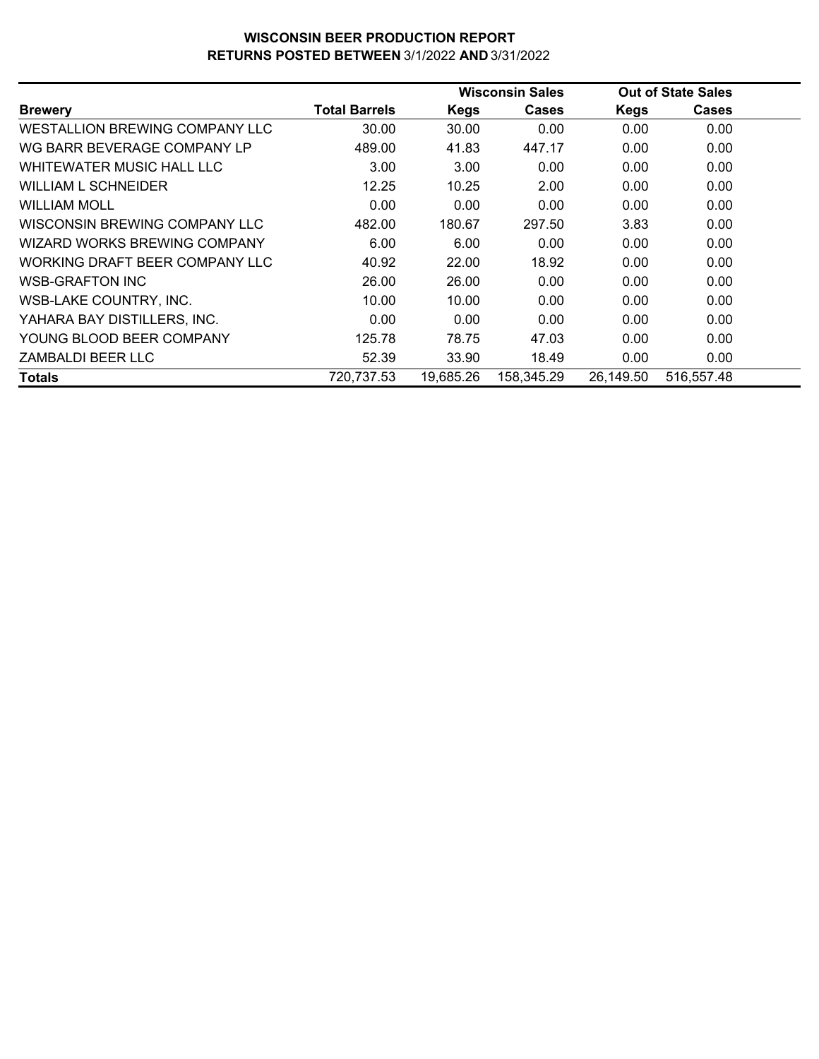**WISCONSIN BEER PRODUCTION REPORT**
**RETURNS POSTED BETWEEN** 3/1/2022 **AND** 3/31/2022

| | | Wisconsin Sales | | Out of State Sales | |
|---|---|---|---|---|---|
| **Brewery** | **Total Barrels** | **Kegs** | **Cases** | **Kegs** | **Cases** |
| WESTALLION BREWING COMPANY LLC | 30.00 | 30.00 | 0.00 | 0.00 | 0.00 |
| WG BARR BEVERAGE COMPANY LP | 489.00 | 41.83 | 447.17 | 0.00 | 0.00 |
| WHITEWATER MUSIC HALL LLC | 3.00 | 3.00 | 0.00 | 0.00 | 0.00 |
| WILLIAM L SCHNEIDER | 12.25 | 10.25 | 2.00 | 0.00 | 0.00 |
| WILLIAM MOLL | 0.00 | 0.00 | 0.00 | 0.00 | 0.00 |
| WISCONSIN BREWING COMPANY LLC | 482.00 | 180.67 | 297.50 | 3.83 | 0.00 |
| WIZARD WORKS BREWING COMPANY | 6.00 | 6.00 | 0.00 | 0.00 | 0.00 |
| WORKING DRAFT BEER COMPANY LLC | 40.92 | 22.00 | 18.92 | 0.00 | 0.00 |
| WSB-GRAFTON INC | 26.00 | 26.00 | 0.00 | 0.00 | 0.00 |
| WSB-LAKE COUNTRY, INC. | 10.00 | 10.00 | 0.00 | 0.00 | 0.00 |
| YAHARA BAY DISTILLERS, INC. | 0.00 | 0.00 | 0.00 | 0.00 | 0.00 |
| YOUNG BLOOD BEER COMPANY | 125.78 | 78.75 | 47.03 | 0.00 | 0.00 |
| ZAMBALDI BEER LLC | 52.39 | 33.90 | 18.49 | 0.00 | 0.00 |
| **Totals** | 720,737.53 | 19,685.26 | 158,345.29 | 26,149.50 | 516,557.48 |